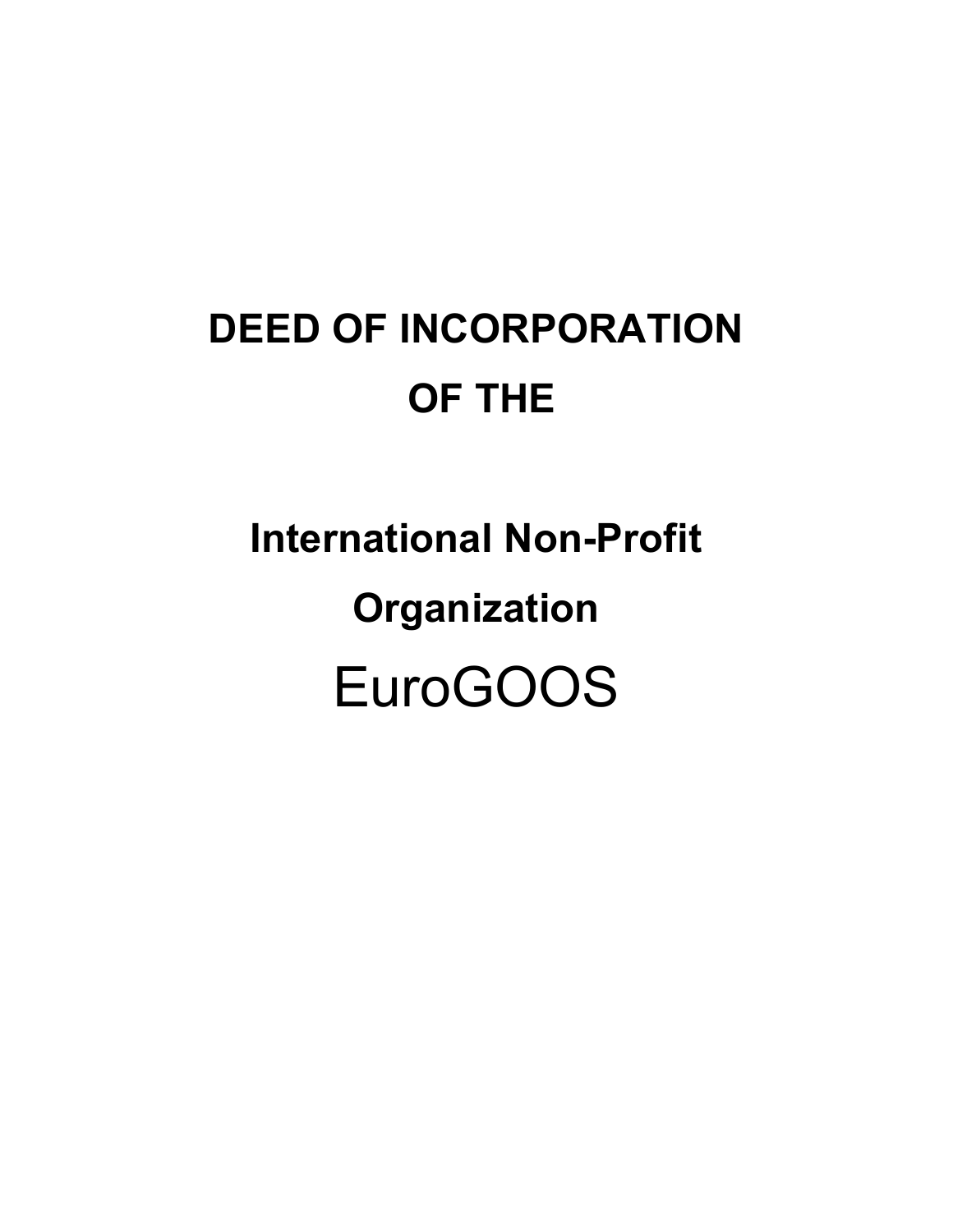# DEED OF INCORPORATION OF THE

## International Non-Profit Organization

EuroGOOS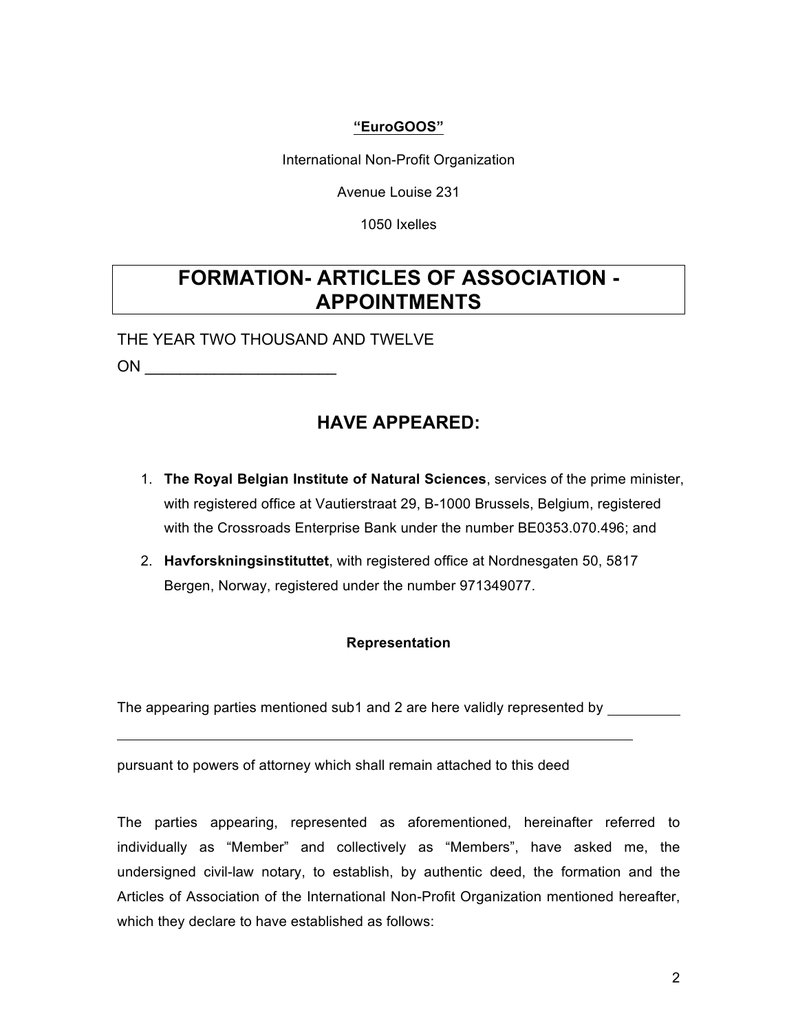**<u>"EuroGOOS"</u>**

International Non-Profit Organization

Avenue Louise 231

1050 Ixelles

# FORMATION- ARTICLES OF ASSOCIATION - APPOINTMENTS

THE YEAR TWO THOUSAND AND TWELVE

ON ______________________

## HAVE APPEARED:

1. **The Royal Belgian Institute of Natural Sciences**, services of the prime minister, with registered office at Vautierstraat 29, B-1000 Brussels, Belgium, registered with the Crossroads Enterprise Bank under the number BE0353.070.496; and
2. **Havforskningsinstituttet**, with registered office at Nordnesgaten 50, 5817 Bergen, Norway, registered under the number 971349077.

**Representation**

The appearing parties mentioned sub1 and 2 are here validly represented by __________

______________________________________________________________________

pursuant to powers of attorney which shall remain attached to this deed

The parties appearing, represented as aforementioned, hereinafter referred to individually as "Member" and collectively as "Members", have asked me, the undersigned civil-law notary, to establish, by authentic deed, the formation and the Articles of Association of the International Non-Profit Organization mentioned hereafter, which they declare to have established as follows: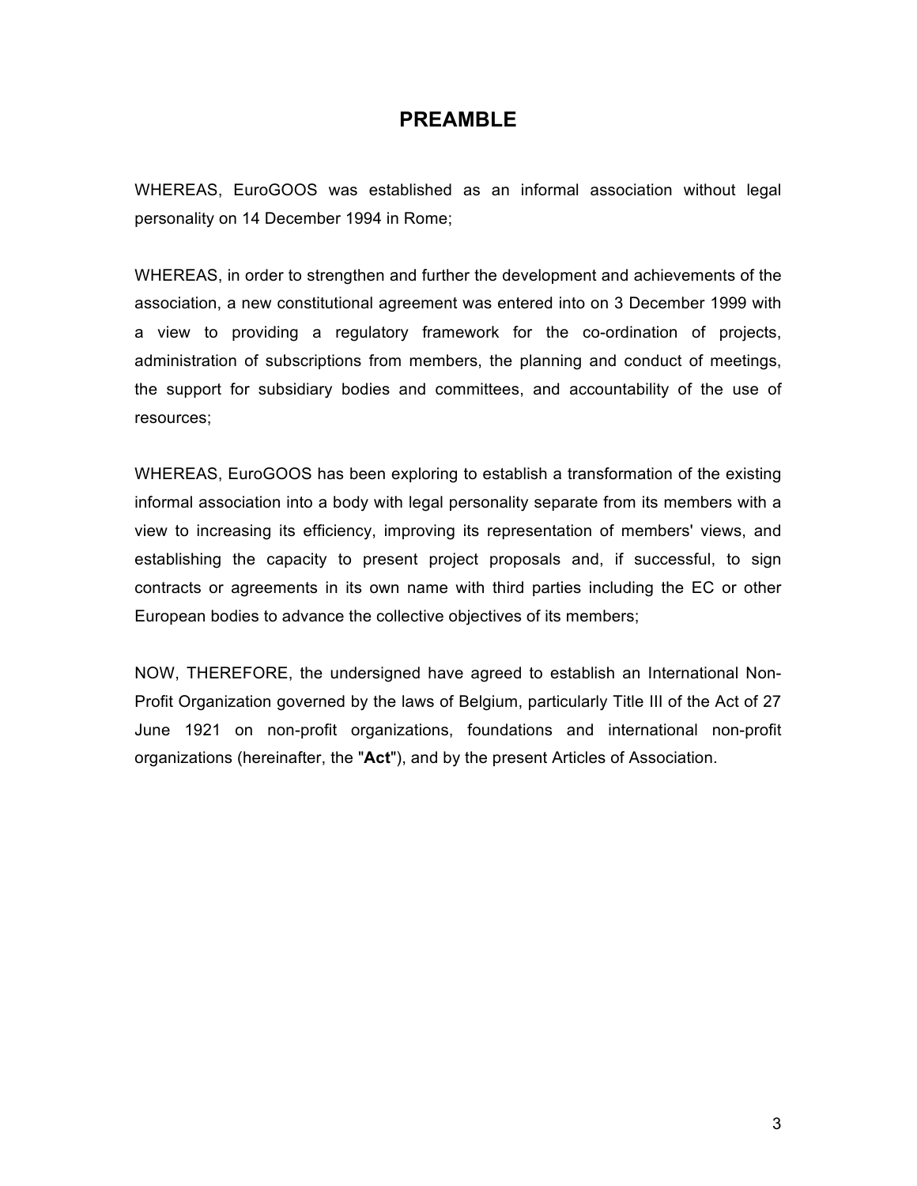## PREAMBLE

WHEREAS, EuroGOOS was established as an informal association without legal personality on 14 December 1994 in Rome;

WHEREAS, in order to strengthen and further the development and achievements of the association, a new constitutional agreement was entered into on 3 December 1999 with a view to providing a regulatory framework for the co-ordination of projects, administration of subscriptions from members, the planning and conduct of meetings, the support for subsidiary bodies and committees, and accountability of the use of resources;

WHEREAS, EuroGOOS has been exploring to establish a transformation of the existing informal association into a body with legal personality separate from its members with a view to increasing its efficiency, improving its representation of members' views, and establishing the capacity to present project proposals and, if successful, to sign contracts or agreements in its own name with third parties including the EC or other European bodies to advance the collective objectives of its members;

NOW, THEREFORE, the undersigned have agreed to establish an International Non-Profit Organization governed by the laws of Belgium, particularly Title III of the Act of 27 June 1921 on non-profit organizations, foundations and international non-profit organizations (hereinafter, the "**Act**"), and by the present Articles of Association.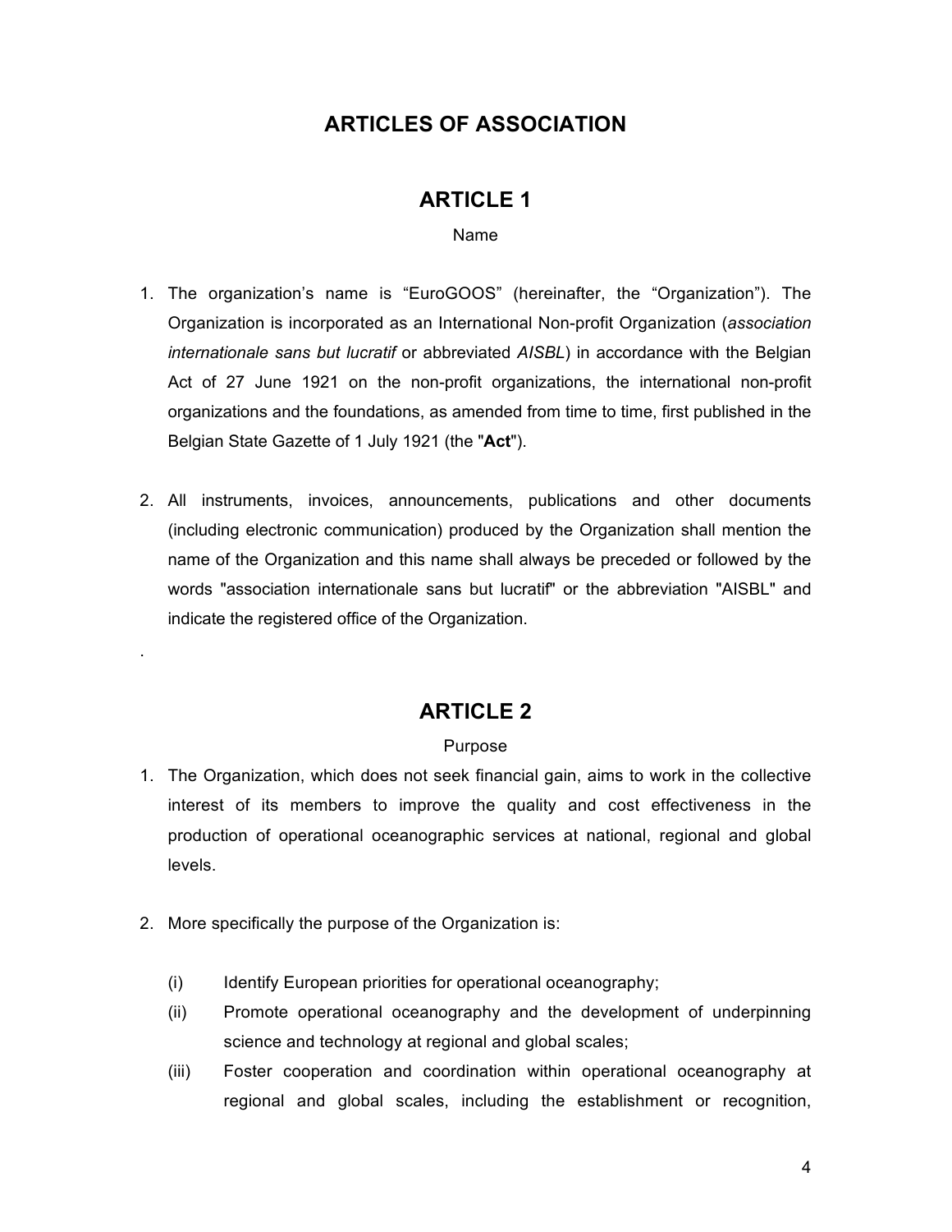# ARTICLES OF ASSOCIATION

## ARTICLE 1

Name

1. The organization's name is "EuroGOOS" (hereinafter, the "Organization"). The Organization is incorporated as an International Non-profit Organization (*association internationale sans but lucratif* or abbreviated *AISBL*) in accordance with the Belgian Act of 27 June 1921 on the non-profit organizations, the international non-profit organizations and the foundations, as amended from time to time, first published in the Belgian State Gazette of 1 July 1921 (the "**Act**").

2. All instruments, invoices, announcements, publications and other documents (including electronic communication) produced by the Organization shall mention the name of the Organization and this name shall always be preceded or followed by the words "association internationale sans but lucratif" or the abbreviation "AISBL" and indicate the registered office of the Organization.

.

## ARTICLE 2

Purpose

1. The Organization, which does not seek financial gain, aims to work in the collective interest of its members to improve the quality and cost effectiveness in the production of operational oceanographic services at national, regional and global levels.

2. More specifically the purpose of the Organization is:

   (i) Identify European priorities for operational oceanography;

   (ii) Promote operational oceanography and the development of underpinning science and technology at regional and global scales;

   (iii) Foster cooperation and coordination within operational oceanography at regional and global scales, including the establishment or recognition,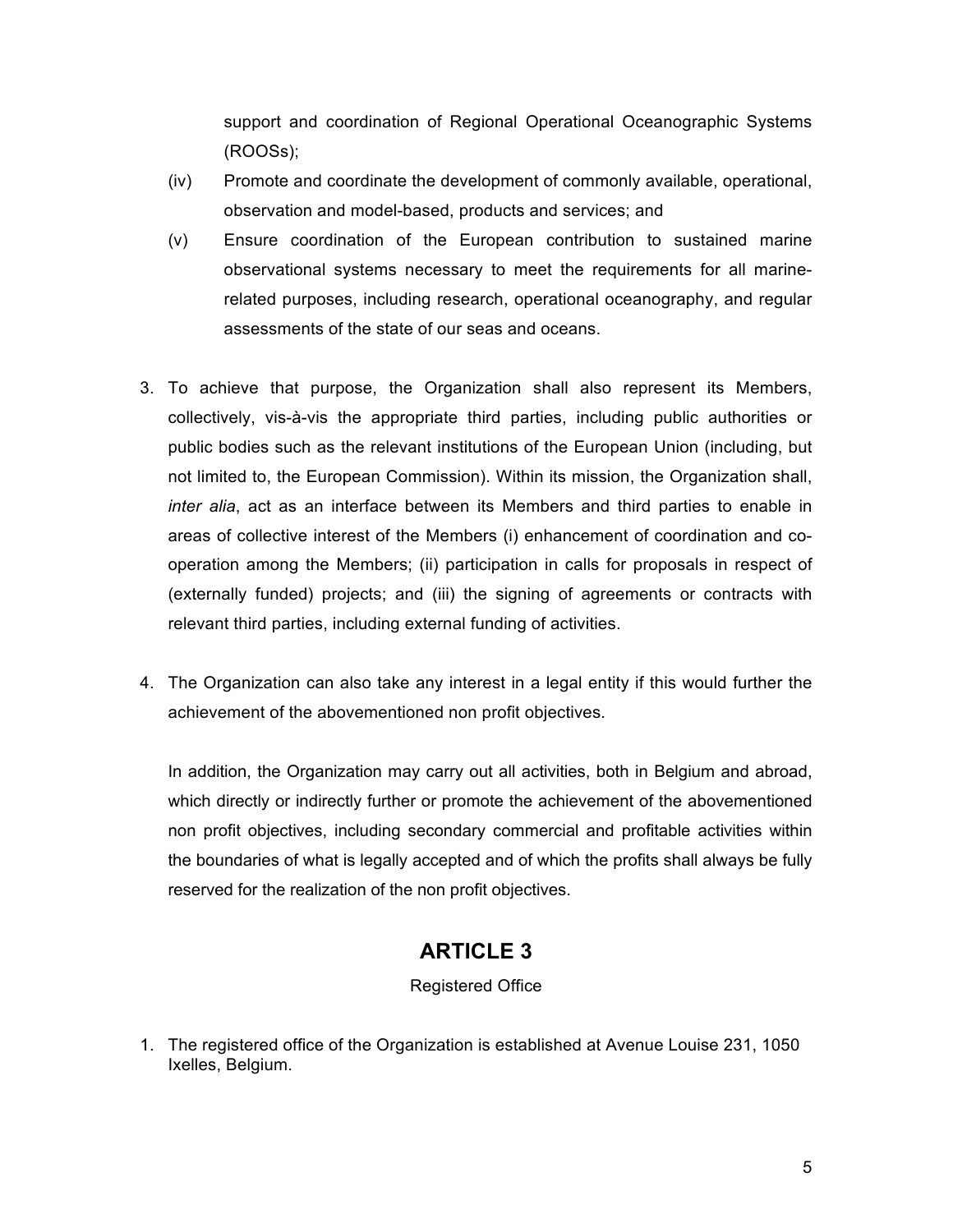support and coordination of Regional Operational Oceanographic Systems (ROOSs);

(iv) Promote and coordinate the development of commonly available, operational, observation and model-based, products and services; and

(v) Ensure coordination of the European contribution to sustained marine observational systems necessary to meet the requirements for all marine-related purposes, including research, operational oceanography, and regular assessments of the state of our seas and oceans.

3. To achieve that purpose, the Organization shall also represent its Members, collectively, vis-à-vis the appropriate third parties, including public authorities or public bodies such as the relevant institutions of the European Union (including, but not limited to, the European Commission). Within its mission, the Organization shall, *inter alia*, act as an interface between its Members and third parties to enable in areas of collective interest of the Members (i) enhancement of coordination and co-operation among the Members; (ii) participation in calls for proposals in respect of (externally funded) projects; and (iii) the signing of agreements or contracts with relevant third parties, including external funding of activities.

4. The Organization can also take any interest in a legal entity if this would further the achievement of the abovementioned non profit objectives.

   In addition, the Organization may carry out all activities, both in Belgium and abroad, which directly or indirectly further or promote the achievement of the abovementioned non profit objectives, including secondary commercial and profitable activities within the boundaries of what is legally accepted and of which the profits shall always be fully reserved for the realization of the non profit objectives.

## ARTICLE 3

Registered Office

1. The registered office of the Organization is established at Avenue Louise 231, 1050 Ixelles, Belgium.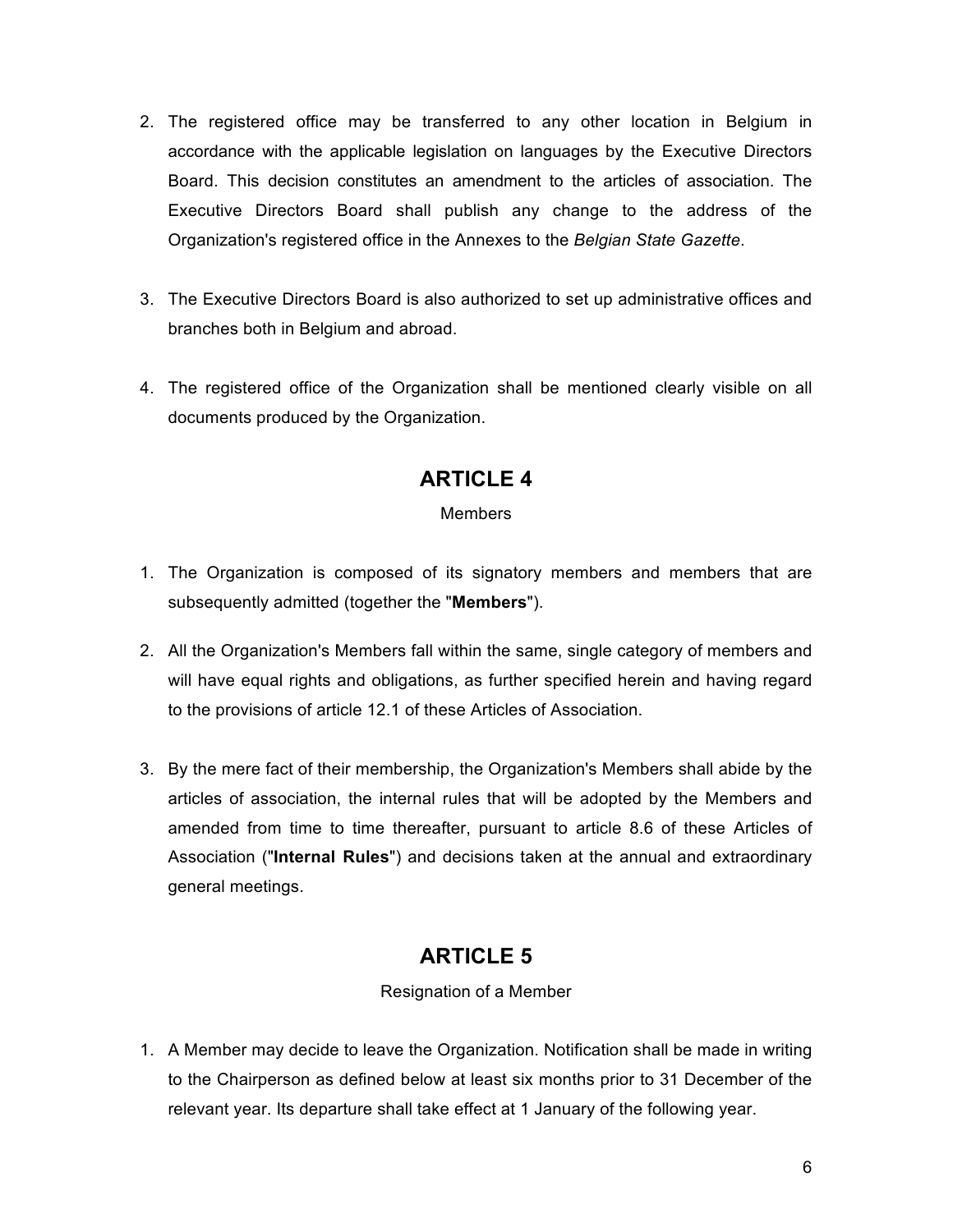2. The registered office may be transferred to any other location in Belgium in accordance with the applicable legislation on languages by the Executive Directors Board. This decision constitutes an amendment to the articles of association. The Executive Directors Board shall publish any change to the address of the Organization's registered office in the Annexes to the *Belgian State Gazette*.

3. The Executive Directors Board is also authorized to set up administrative offices and branches both in Belgium and abroad.

4. The registered office of the Organization shall be mentioned clearly visible on all documents produced by the Organization.

## ARTICLE 4

Members

1. The Organization is composed of its signatory members and members that are subsequently admitted (together the "**Members**").

2. All the Organization's Members fall within the same, single category of members and will have equal rights and obligations, as further specified herein and having regard to the provisions of article 12.1 of these Articles of Association.

3. By the mere fact of their membership, the Organization's Members shall abide by the articles of association, the internal rules that will be adopted by the Members and amended from time to time thereafter, pursuant to article 8.6 of these Articles of Association ("**Internal Rules**") and decisions taken at the annual and extraordinary general meetings.

## ARTICLE 5

Resignation of a Member

1. A Member may decide to leave the Organization. Notification shall be made in writing to the Chairperson as defined below at least six months prior to 31 December of the relevant year. Its departure shall take effect at 1 January of the following year.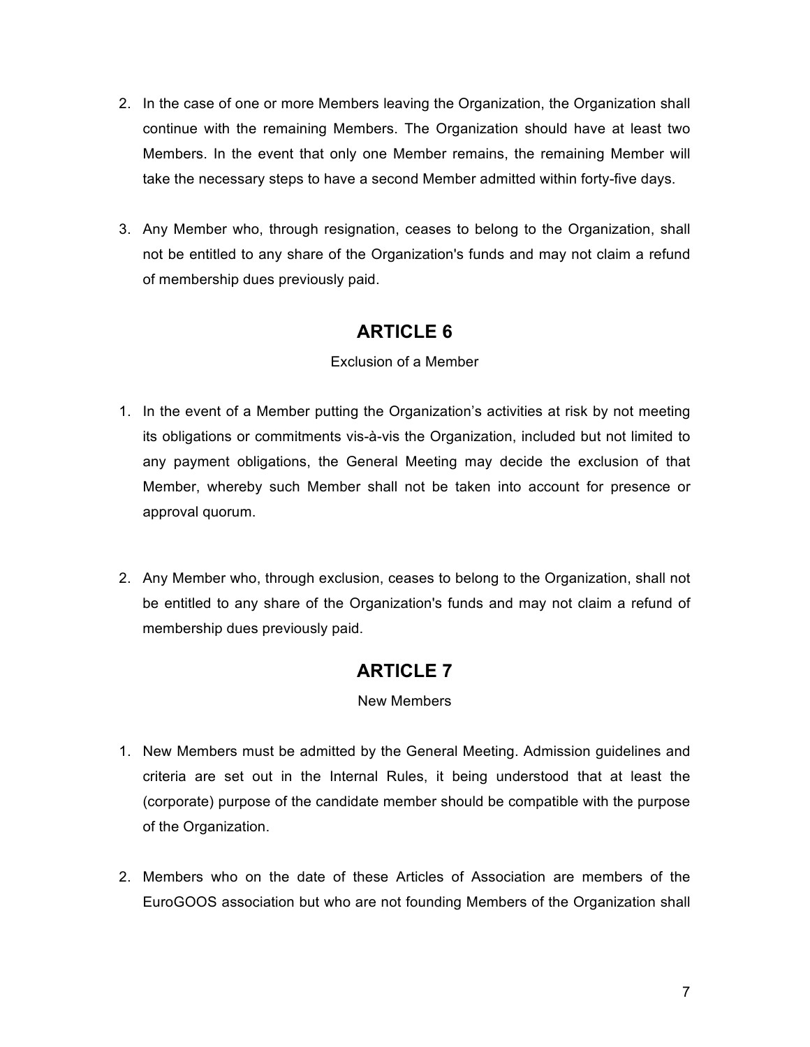2. In the case of one or more Members leaving the Organization, the Organization shall continue with the remaining Members. The Organization should have at least two Members. In the event that only one Member remains, the remaining Member will take the necessary steps to have a second Member admitted within forty-five days.

3. Any Member who, through resignation, ceases to belong to the Organization, shall not be entitled to any share of the Organization's funds and may not claim a refund of membership dues previously paid.

## ARTICLE 6

Exclusion of a Member

1. In the event of a Member putting the Organization's activities at risk by not meeting its obligations or commitments vis-à-vis the Organization, included but not limited to any payment obligations, the General Meeting may decide the exclusion of that Member, whereby such Member shall not be taken into account for presence or approval quorum.

2. Any Member who, through exclusion, ceases to belong to the Organization, shall not be entitled to any share of the Organization's funds and may not claim a refund of membership dues previously paid.

## ARTICLE 7

New Members

1. New Members must be admitted by the General Meeting. Admission guidelines and criteria are set out in the Internal Rules, it being understood that at least the (corporate) purpose of the candidate member should be compatible with the purpose of the Organization.

2. Members who on the date of these Articles of Association are members of the EuroGOOS association but who are not founding Members of the Organization shall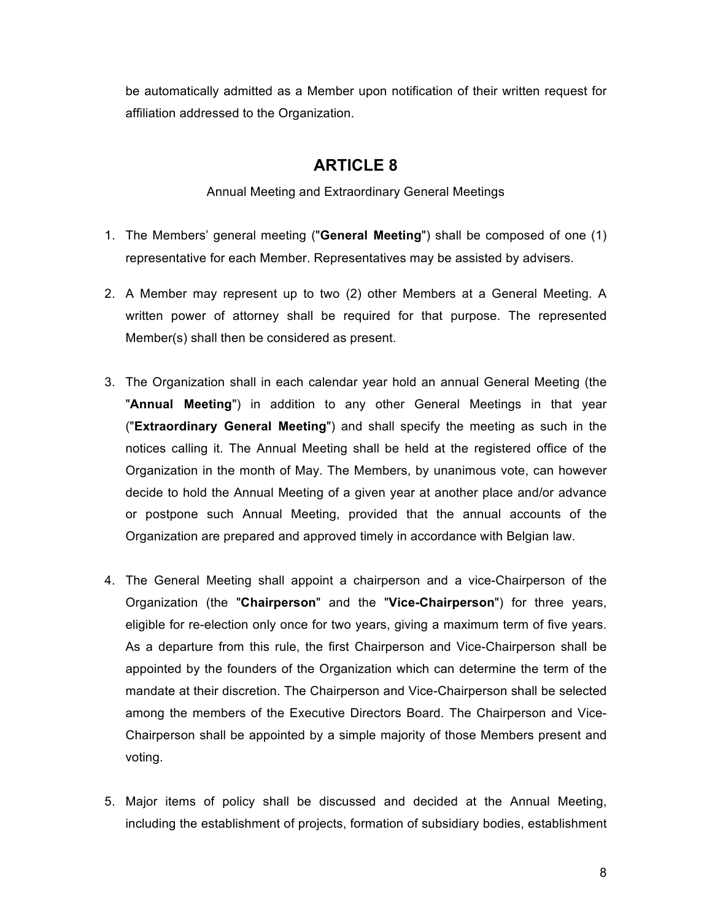be automatically admitted as a Member upon notification of their written request for affiliation addressed to the Organization.

## ARTICLE 8

Annual Meeting and Extraordinary General Meetings

1. The Members' general meeting ("**General Meeting**") shall be composed of one (1) representative for each Member. Representatives may be assisted by advisers.

2. A Member may represent up to two (2) other Members at a General Meeting. A written power of attorney shall be required for that purpose. The represented Member(s) shall then be considered as present.

3. The Organization shall in each calendar year hold an annual General Meeting (the "**Annual Meeting**") in addition to any other General Meetings in that year ("**Extraordinary General Meeting**") and shall specify the meeting as such in the notices calling it. The Annual Meeting shall be held at the registered office of the Organization in the month of May. The Members, by unanimous vote, can however decide to hold the Annual Meeting of a given year at another place and/or advance or postpone such Annual Meeting, provided that the annual accounts of the Organization are prepared and approved timely in accordance with Belgian law.

4. The General Meeting shall appoint a chairperson and a vice-Chairperson of the Organization (the "**Chairperson**" and the "**Vice-Chairperson**") for three years, eligible for re-election only once for two years, giving a maximum term of five years. As a departure from this rule, the first Chairperson and Vice-Chairperson shall be appointed by the founders of the Organization which can determine the term of the mandate at their discretion. The Chairperson and Vice-Chairperson shall be selected among the members of the Executive Directors Board. The Chairperson and Vice-Chairperson shall be appointed by a simple majority of those Members present and voting.

5. Major items of policy shall be discussed and decided at the Annual Meeting, including the establishment of projects, formation of subsidiary bodies, establishment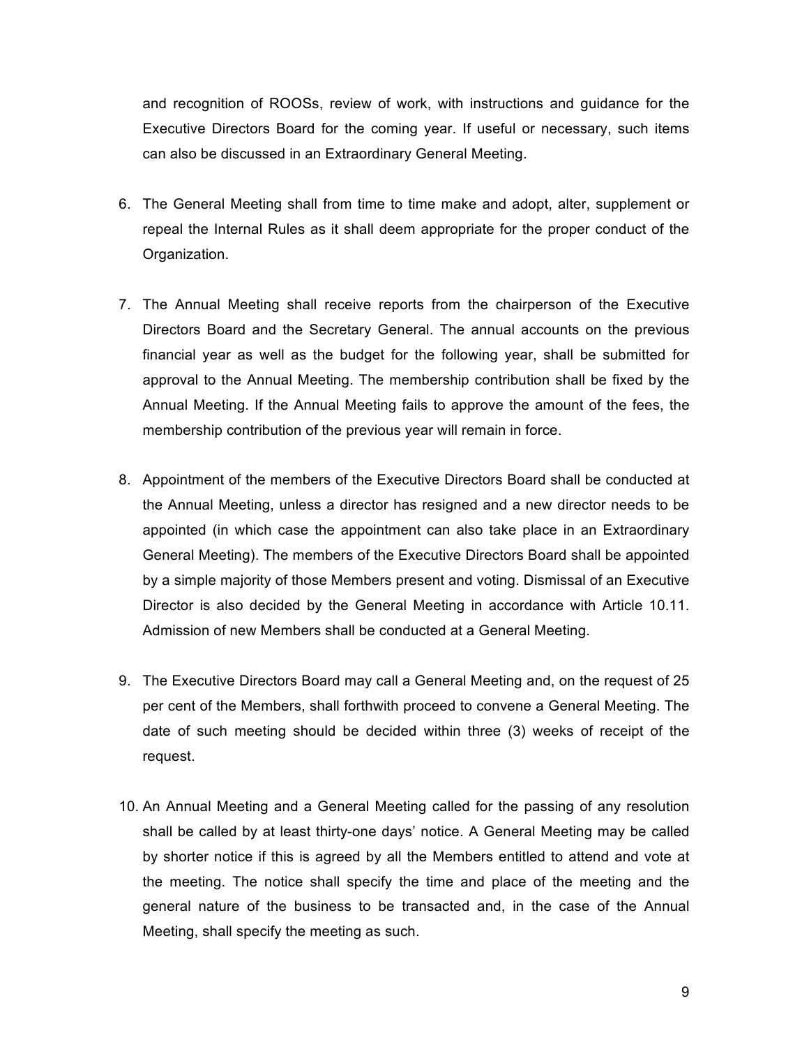and recognition of ROOSs, review of work, with instructions and guidance for the Executive Directors Board for the coming year. If useful or necessary, such items can also be discussed in an Extraordinary General Meeting.

6. The General Meeting shall from time to time make and adopt, alter, supplement or repeal the Internal Rules as it shall deem appropriate for the proper conduct of the Organization.

7. The Annual Meeting shall receive reports from the chairperson of the Executive Directors Board and the Secretary General. The annual accounts on the previous financial year as well as the budget for the following year, shall be submitted for approval to the Annual Meeting. The membership contribution shall be fixed by the Annual Meeting. If the Annual Meeting fails to approve the amount of the fees, the membership contribution of the previous year will remain in force.

8. Appointment of the members of the Executive Directors Board shall be conducted at the Annual Meeting, unless a director has resigned and a new director needs to be appointed (in which case the appointment can also take place in an Extraordinary General Meeting). The members of the Executive Directors Board shall be appointed by a simple majority of those Members present and voting. Dismissal of an Executive Director is also decided by the General Meeting in accordance with Article 10.11. Admission of new Members shall be conducted at a General Meeting.

9. The Executive Directors Board may call a General Meeting and, on the request of 25 per cent of the Members, shall forthwith proceed to convene a General Meeting. The date of such meeting should be decided within three (3) weeks of receipt of the request.

10. An Annual Meeting and a General Meeting called for the passing of any resolution shall be called by at least thirty-one days' notice. A General Meeting may be called by shorter notice if this is agreed by all the Members entitled to attend and vote at the meeting. The notice shall specify the time and place of the meeting and the general nature of the business to be transacted and, in the case of the Annual Meeting, shall specify the meeting as such.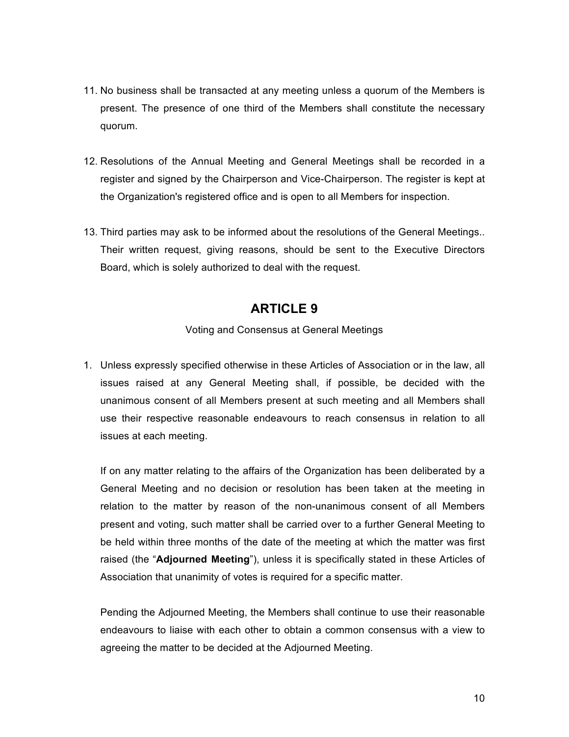11. No business shall be transacted at any meeting unless a quorum of the Members is present. The presence of one third of the Members shall constitute the necessary quorum.

12. Resolutions of the Annual Meeting and General Meetings shall be recorded in a register and signed by the Chairperson and Vice-Chairperson. The register is kept at the Organization's registered office and is open to all Members for inspection.

13. Third parties may ask to be informed about the resolutions of the General Meetings.. Their written request, giving reasons, should be sent to the Executive Directors Board, which is solely authorized to deal with the request.

## ARTICLE 9

Voting and Consensus at General Meetings

1. Unless expressly specified otherwise in these Articles of Association or in the law, all issues raised at any General Meeting shall, if possible, be decided with the unanimous consent of all Members present at such meeting and all Members shall use their respective reasonable endeavours to reach consensus in relation to all issues at each meeting.

   If on any matter relating to the affairs of the Organization has been deliberated by a General Meeting and no decision or resolution has been taken at the meeting in relation to the matter by reason of the non-unanimous consent of all Members present and voting, such matter shall be carried over to a further General Meeting to be held within three months of the date of the meeting at which the matter was first raised (the "**Adjourned Meeting**"), unless it is specifically stated in these Articles of Association that unanimity of votes is required for a specific matter.

   Pending the Adjourned Meeting, the Members shall continue to use their reasonable endeavours to liaise with each other to obtain a common consensus with a view to agreeing the matter to be decided at the Adjourned Meeting.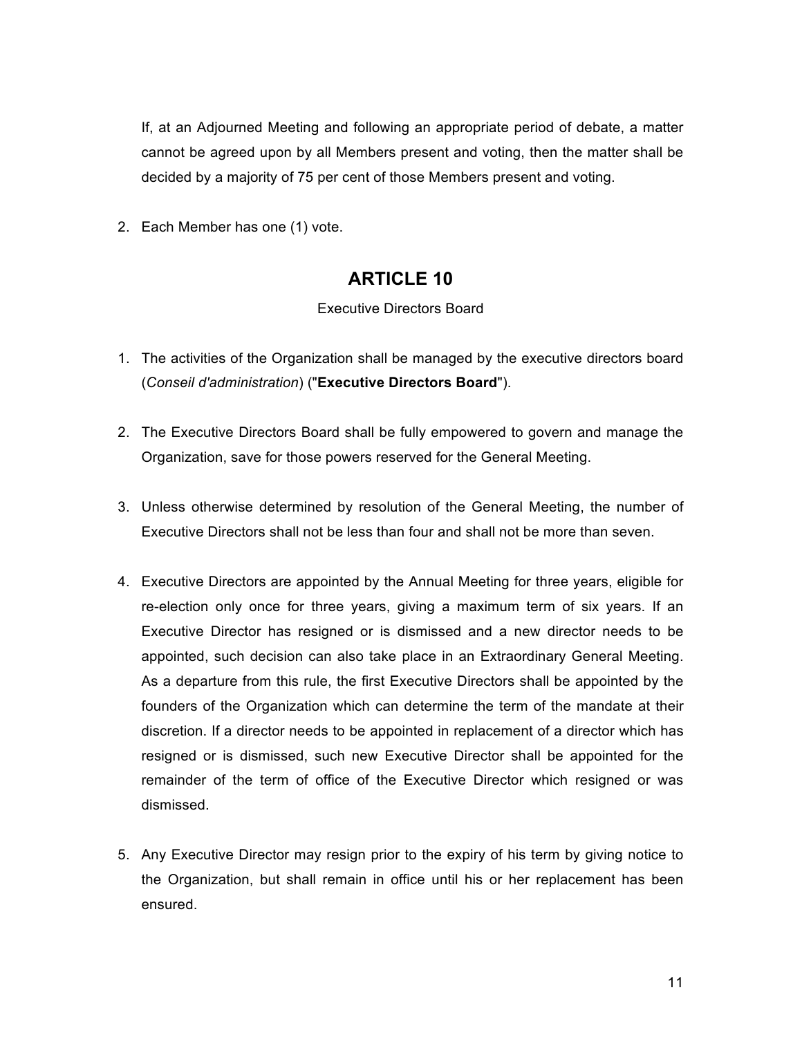If, at an Adjourned Meeting and following an appropriate period of debate, a matter cannot be agreed upon by all Members present and voting, then the matter shall be decided by a majority of 75 per cent of those Members present and voting.

2. Each Member has one (1) vote.

## ARTICLE 10

Executive Directors Board

1. The activities of the Organization shall be managed by the executive directors board (*Conseil d'administration*) ("**Executive Directors Board**").

2. The Executive Directors Board shall be fully empowered to govern and manage the Organization, save for those powers reserved for the General Meeting.

3. Unless otherwise determined by resolution of the General Meeting, the number of Executive Directors shall not be less than four and shall not be more than seven.

4. Executive Directors are appointed by the Annual Meeting for three years, eligible for re-election only once for three years, giving a maximum term of six years. If an Executive Director has resigned or is dismissed and a new director needs to be appointed, such decision can also take place in an Extraordinary General Meeting. As a departure from this rule, the first Executive Directors shall be appointed by the founders of the Organization which can determine the term of the mandate at their discretion. If a director needs to be appointed in replacement of a director which has resigned or is dismissed, such new Executive Director shall be appointed for the remainder of the term of office of the Executive Director which resigned or was dismissed.

5. Any Executive Director may resign prior to the expiry of his term by giving notice to the Organization, but shall remain in office until his or her replacement has been ensured.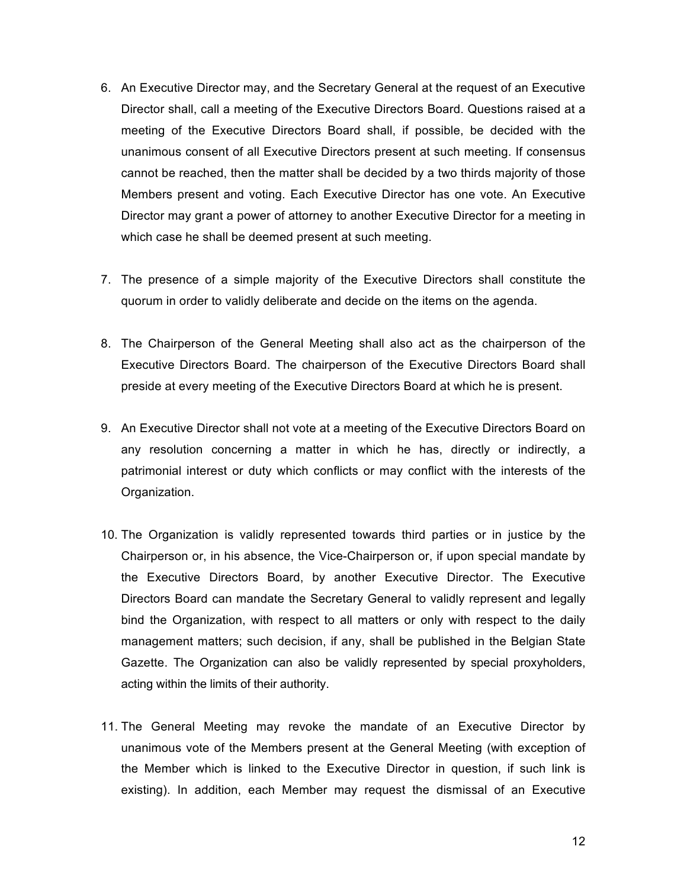6. An Executive Director may, and the Secretary General at the request of an Executive Director shall, call a meeting of the Executive Directors Board. Questions raised at a meeting of the Executive Directors Board shall, if possible, be decided with the unanimous consent of all Executive Directors present at such meeting. If consensus cannot be reached, then the matter shall be decided by a two thirds majority of those Members present and voting. Each Executive Director has one vote. An Executive Director may grant a power of attorney to another Executive Director for a meeting in which case he shall be deemed present at such meeting.

7. The presence of a simple majority of the Executive Directors shall constitute the quorum in order to validly deliberate and decide on the items on the agenda.

8. The Chairperson of the General Meeting shall also act as the chairperson of the Executive Directors Board. The chairperson of the Executive Directors Board shall preside at every meeting of the Executive Directors Board at which he is present.

9. An Executive Director shall not vote at a meeting of the Executive Directors Board on any resolution concerning a matter in which he has, directly or indirectly, a patrimonial interest or duty which conflicts or may conflict with the interests of the Organization.

10. The Organization is validly represented towards third parties or in justice by the Chairperson or, in his absence, the Vice-Chairperson or, if upon special mandate by the Executive Directors Board, by another Executive Director. The Executive Directors Board can mandate the Secretary General to validly represent and legally bind the Organization, with respect to all matters or only with respect to the daily management matters; such decision, if any, shall be published in the Belgian State Gazette. The Organization can also be validly represented by special proxyholders, acting within the limits of their authority.

11. The General Meeting may revoke the mandate of an Executive Director by unanimous vote of the Members present at the General Meeting (with exception of the Member which is linked to the Executive Director in question, if such link is existing). In addition, each Member may request the dismissal of an Executive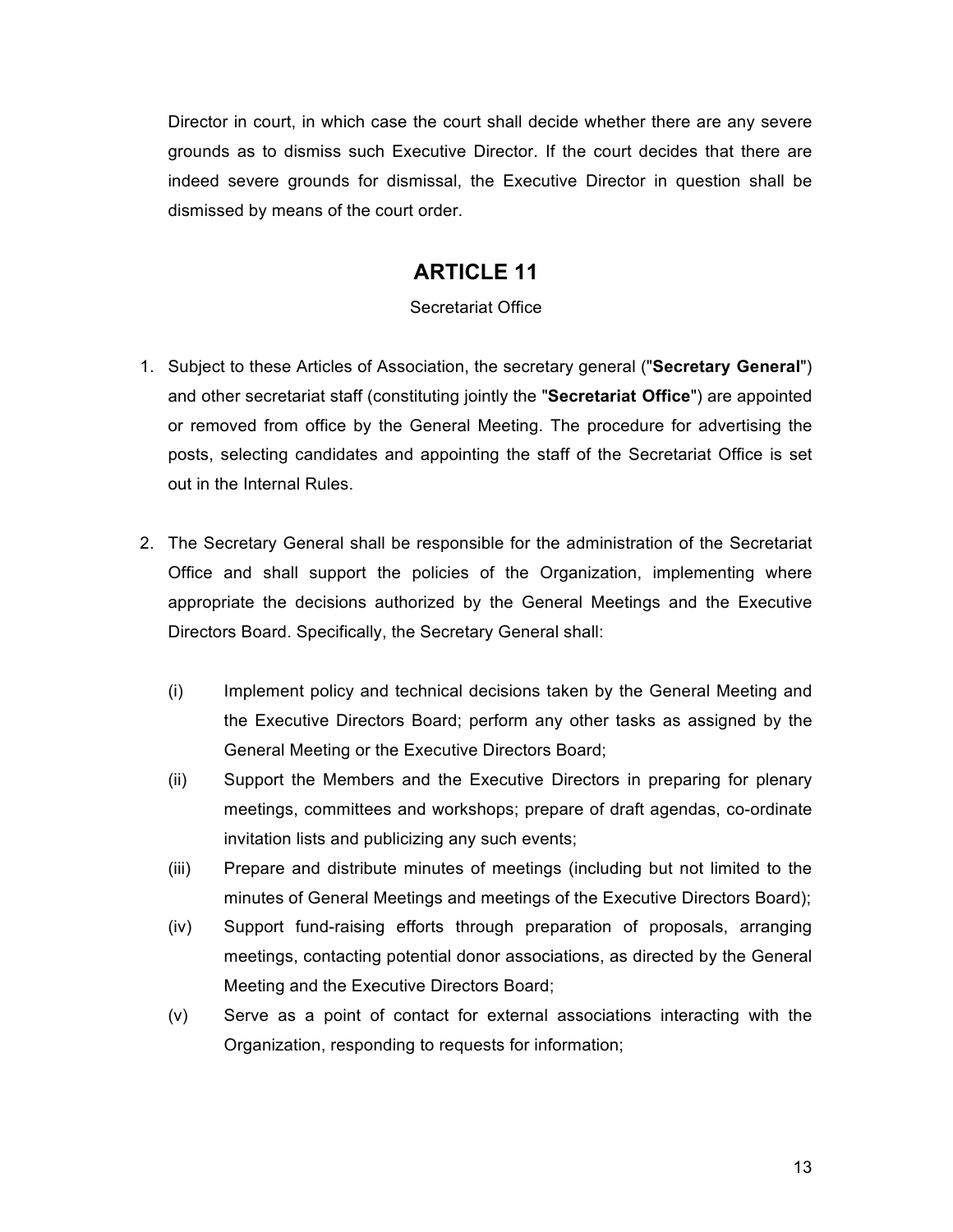Director in court, in which case the court shall decide whether there are any severe grounds as to dismiss such Executive Director. If the court decides that there are indeed severe grounds for dismissal, the Executive Director in question shall be dismissed by means of the court order.

## ARTICLE 11

Secretariat Office

1. Subject to these Articles of Association, the secretary general ("**Secretary General**") and other secretariat staff (constituting jointly the "**Secretariat Office**") are appointed or removed from office by the General Meeting. The procedure for advertising the posts, selecting candidates and appointing the staff of the Secretariat Office is set out in the Internal Rules.

2. The Secretary General shall be responsible for the administration of the Secretariat Office and shall support the policies of the Organization, implementing where appropriate the decisions authorized by the General Meetings and the Executive Directors Board. Specifically, the Secretary General shall:

   (i) Implement policy and technical decisions taken by the General Meeting and the Executive Directors Board; perform any other tasks as assigned by the General Meeting or the Executive Directors Board;

   (ii) Support the Members and the Executive Directors in preparing for plenary meetings, committees and workshops; prepare of draft agendas, co-ordinate invitation lists and publicizing any such events;

   (iii) Prepare and distribute minutes of meetings (including but not limited to the minutes of General Meetings and meetings of the Executive Directors Board);

   (iv) Support fund-raising efforts through preparation of proposals, arranging meetings, contacting potential donor associations, as directed by the General Meeting and the Executive Directors Board;

   (v) Serve as a point of contact for external associations interacting with the Organization, responding to requests for information;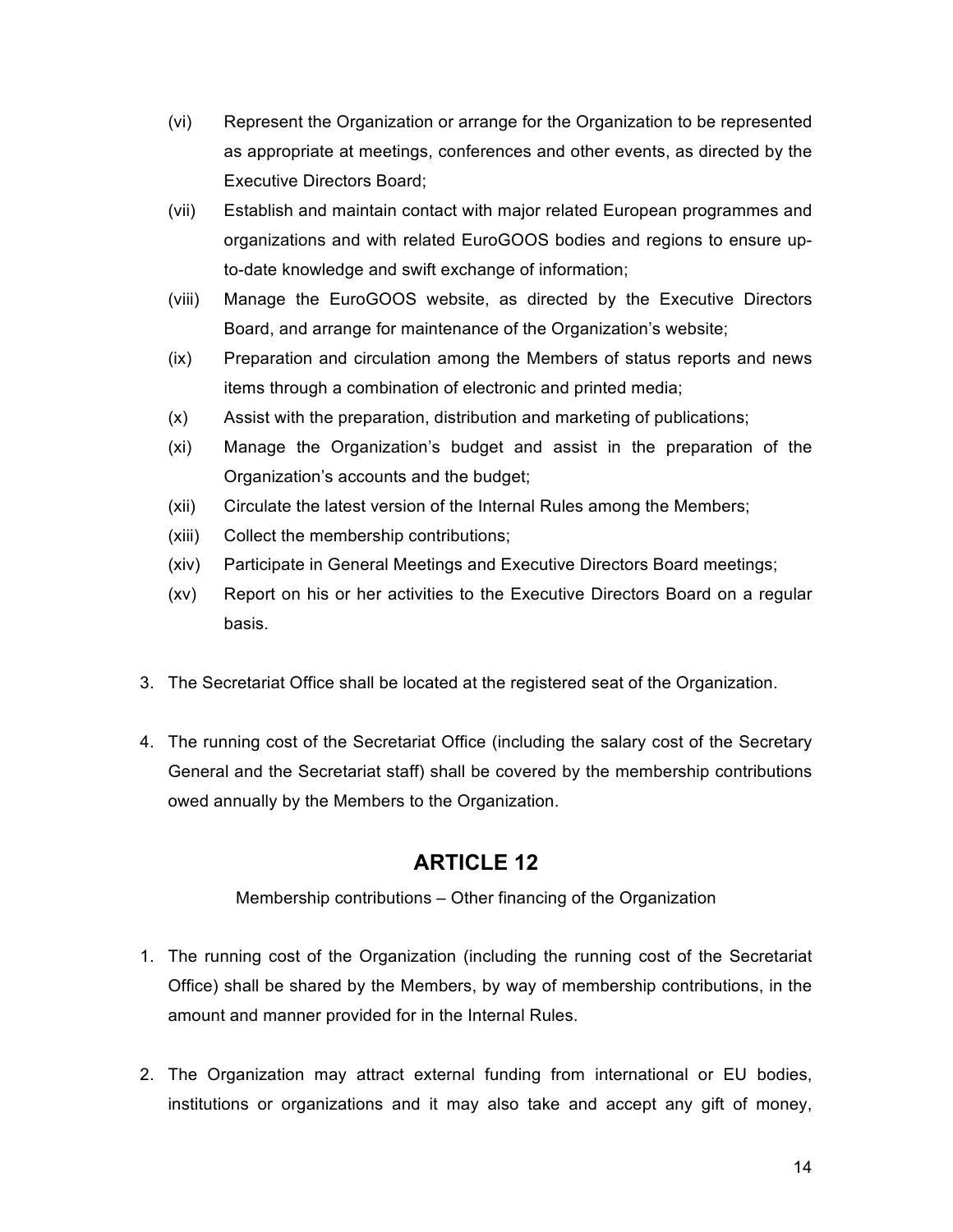(vi) Represent the Organization or arrange for the Organization to be represented as appropriate at meetings, conferences and other events, as directed by the Executive Directors Board;

(vii) Establish and maintain contact with major related European programmes and organizations and with related EuroGOOS bodies and regions to ensure up-to-date knowledge and swift exchange of information;

(viii) Manage the EuroGOOS website, as directed by the Executive Directors Board, and arrange for maintenance of the Organization's website;

(ix) Preparation and circulation among the Members of status reports and news items through a combination of electronic and printed media;

(x) Assist with the preparation, distribution and marketing of publications;

(xi) Manage the Organization's budget and assist in the preparation of the Organization's accounts and the budget;

(xii) Circulate the latest version of the Internal Rules among the Members;

(xiii) Collect the membership contributions;

(xiv) Participate in General Meetings and Executive Directors Board meetings;

(xv) Report on his or her activities to the Executive Directors Board on a regular basis.

3. The Secretariat Office shall be located at the registered seat of the Organization.

4. The running cost of the Secretariat Office (including the salary cost of the Secretary General and the Secretariat staff) shall be covered by the membership contributions owed annually by the Members to the Organization.

## ARTICLE 12

Membership contributions – Other financing of the Organization

1. The running cost of the Organization (including the running cost of the Secretariat Office) shall be shared by the Members, by way of membership contributions, in the amount and manner provided for in the Internal Rules.

2. The Organization may attract external funding from international or EU bodies, institutions or organizations and it may also take and accept any gift of money,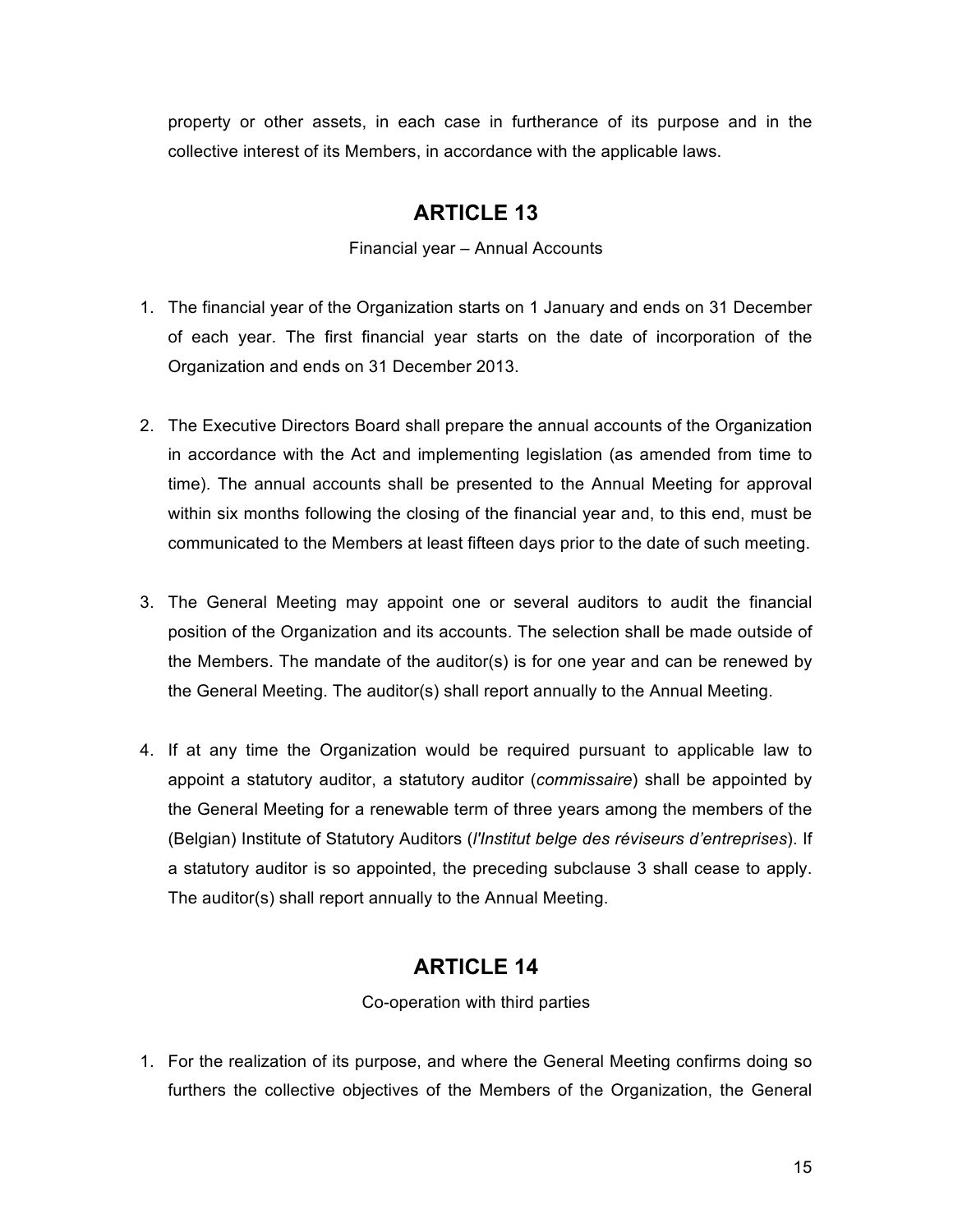property or other assets, in each case in furtherance of its purpose and in the collective interest of its Members, in accordance with the applicable laws.

## ARTICLE 13

Financial year – Annual Accounts

1. The financial year of the Organization starts on 1 January and ends on 31 December of each year. The first financial year starts on the date of incorporation of the Organization and ends on 31 December 2013.

2. The Executive Directors Board shall prepare the annual accounts of the Organization in accordance with the Act and implementing legislation (as amended from time to time). The annual accounts shall be presented to the Annual Meeting for approval within six months following the closing of the financial year and, to this end, must be communicated to the Members at least fifteen days prior to the date of such meeting.

3. The General Meeting may appoint one or several auditors to audit the financial position of the Organization and its accounts. The selection shall be made outside of the Members. The mandate of the auditor(s) is for one year and can be renewed by the General Meeting. The auditor(s) shall report annually to the Annual Meeting.

4. If at any time the Organization would be required pursuant to applicable law to appoint a statutory auditor, a statutory auditor (*commissaire*) shall be appointed by the General Meeting for a renewable term of three years among the members of the (Belgian) Institute of Statutory Auditors (*l'Institut belge des réviseurs d'entreprises*). If a statutory auditor is so appointed, the preceding subclause 3 shall cease to apply. The auditor(s) shall report annually to the Annual Meeting.

## ARTICLE 14

Co-operation with third parties

1. For the realization of its purpose, and where the General Meeting confirms doing so furthers the collective objectives of the Members of the Organization, the General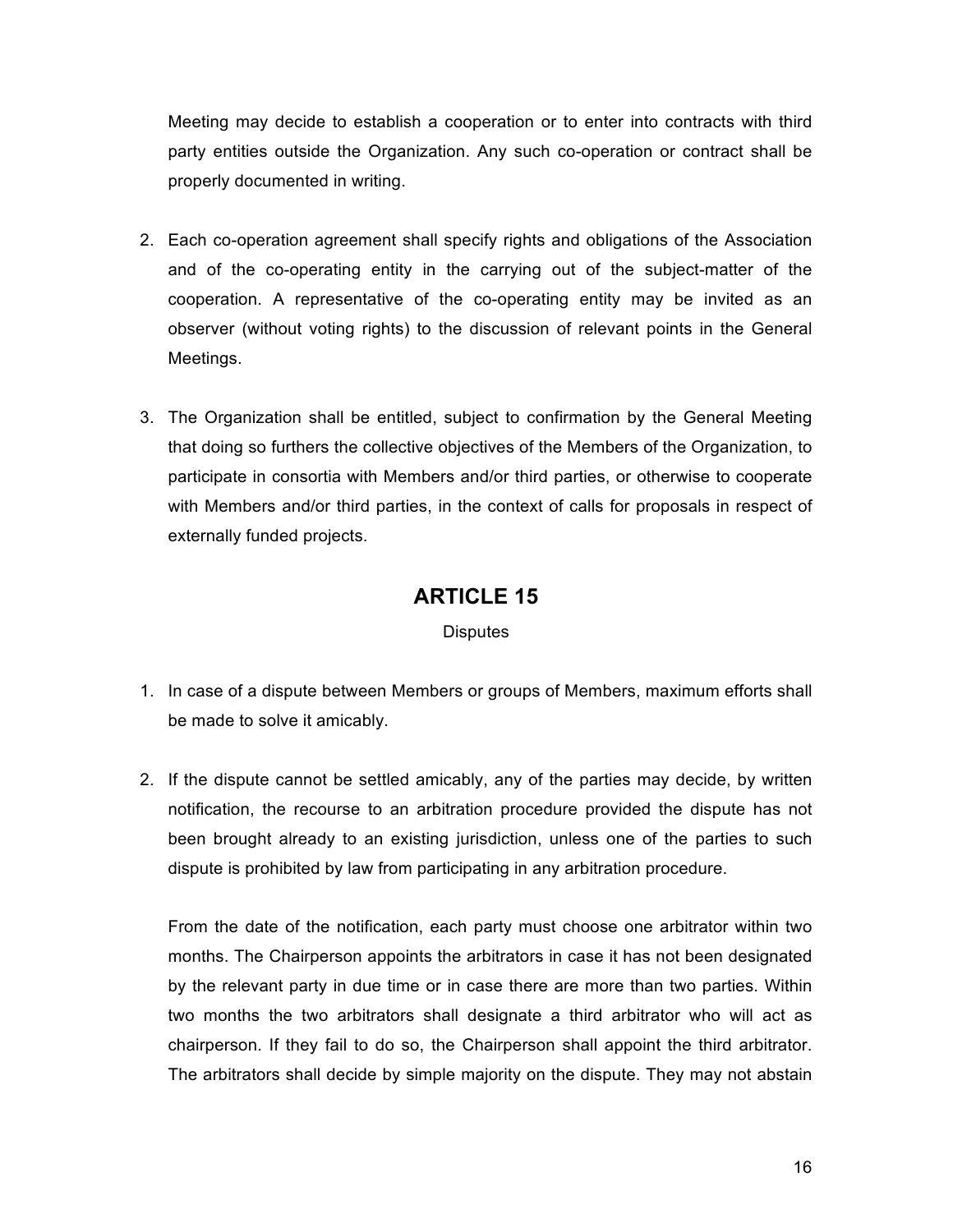Meeting may decide to establish a cooperation or to enter into contracts with third party entities outside the Organization. Any such co-operation or contract shall be properly documented in writing.

2. Each co-operation agreement shall specify rights and obligations of the Association and of the co-operating entity in the carrying out of the subject-matter of the cooperation. A representative of the co-operating entity may be invited as an observer (without voting rights) to the discussion of relevant points in the General Meetings.

3. The Organization shall be entitled, subject to confirmation by the General Meeting that doing so furthers the collective objectives of the Members of the Organization, to participate in consortia with Members and/or third parties, or otherwise to cooperate with Members and/or third parties, in the context of calls for proposals in respect of externally funded projects.

## ARTICLE 15

Disputes

1. In case of a dispute between Members or groups of Members, maximum efforts shall be made to solve it amicably.

2. If the dispute cannot be settled amicably, any of the parties may decide, by written notification, the recourse to an arbitration procedure provided the dispute has not been brought already to an existing jurisdiction, unless one of the parties to such dispute is prohibited by law from participating in any arbitration procedure.

   From the date of the notification, each party must choose one arbitrator within two months. The Chairperson appoints the arbitrators in case it has not been designated by the relevant party in due time or in case there are more than two parties. Within two months the two arbitrators shall designate a third arbitrator who will act as chairperson. If they fail to do so, the Chairperson shall appoint the third arbitrator. The arbitrators shall decide by simple majority on the dispute. They may not abstain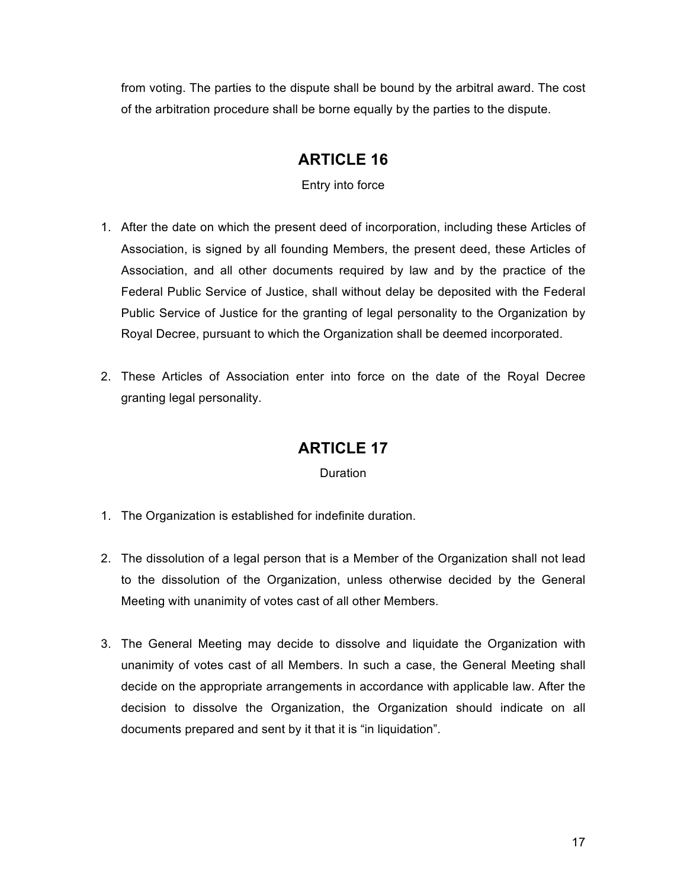from voting. The parties to the dispute shall be bound by the arbitral award. The cost of the arbitration procedure shall be borne equally by the parties to the dispute.

## ARTICLE 16

Entry into force

1. After the date on which the present deed of incorporation, including these Articles of Association, is signed by all founding Members, the present deed, these Articles of Association, and all other documents required by law and by the practice of the Federal Public Service of Justice, shall without delay be deposited with the Federal Public Service of Justice for the granting of legal personality to the Organization by Royal Decree, pursuant to which the Organization shall be deemed incorporated.

2. These Articles of Association enter into force on the date of the Royal Decree granting legal personality.

## ARTICLE 17

Duration

1. The Organization is established for indefinite duration.

2. The dissolution of a legal person that is a Member of the Organization shall not lead to the dissolution of the Organization, unless otherwise decided by the General Meeting with unanimity of votes cast of all other Members.

3. The General Meeting may decide to dissolve and liquidate the Organization with unanimity of votes cast of all Members. In such a case, the General Meeting shall decide on the appropriate arrangements in accordance with applicable law. After the decision to dissolve the Organization, the Organization should indicate on all documents prepared and sent by it that it is "in liquidation".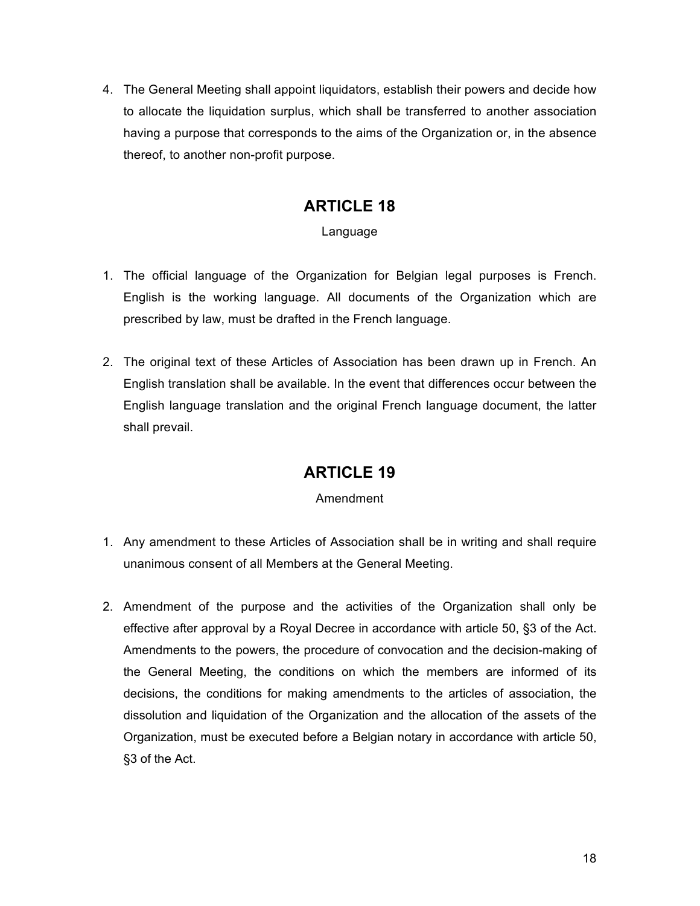4. The General Meeting shall appoint liquidators, establish their powers and decide how to allocate the liquidation surplus, which shall be transferred to another association having a purpose that corresponds to the aims of the Organization or, in the absence thereof, to another non-profit purpose.

## ARTICLE 18

Language

1. The official language of the Organization for Belgian legal purposes is French. English is the working language. All documents of the Organization which are prescribed by law, must be drafted in the French language.

2. The original text of these Articles of Association has been drawn up in French. An English translation shall be available. In the event that differences occur between the English language translation and the original French language document, the latter shall prevail.

## ARTICLE 19

Amendment

1. Any amendment to these Articles of Association shall be in writing and shall require unanimous consent of all Members at the General Meeting.

2. Amendment of the purpose and the activities of the Organization shall only be effective after approval by a Royal Decree in accordance with article 50, §3 of the Act. Amendments to the powers, the procedure of convocation and the decision-making of the General Meeting, the conditions on which the members are informed of its decisions, the conditions for making amendments to the articles of association, the dissolution and liquidation of the Organization and the allocation of the assets of the Organization, must be executed before a Belgian notary in accordance with article 50, §3 of the Act.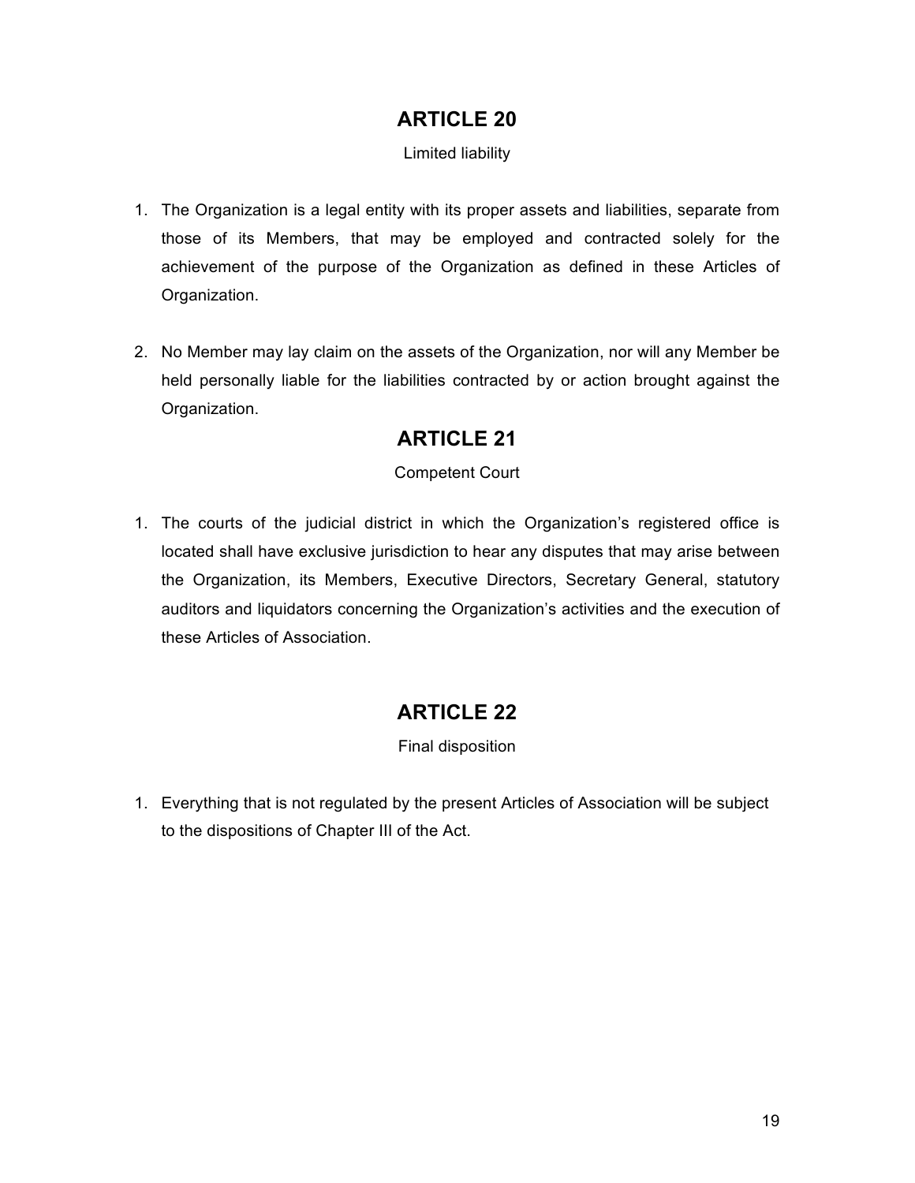## ARTICLE 20

Limited liability

1. The Organization is a legal entity with its proper assets and liabilities, separate from those of its Members, that may be employed and contracted solely for the achievement of the purpose of the Organization as defined in these Articles of Organization.

2. No Member may lay claim on the assets of the Organization, nor will any Member be held personally liable for the liabilities contracted by or action brought against the Organization.

## ARTICLE 21

Competent Court

1. The courts of the judicial district in which the Organization's registered office is located shall have exclusive jurisdiction to hear any disputes that may arise between the Organization, its Members, Executive Directors, Secretary General, statutory auditors and liquidators concerning the Organization's activities and the execution of these Articles of Association.

## ARTICLE 22

Final disposition

1. Everything that is not regulated by the present Articles of Association will be subject to the dispositions of Chapter III of the Act.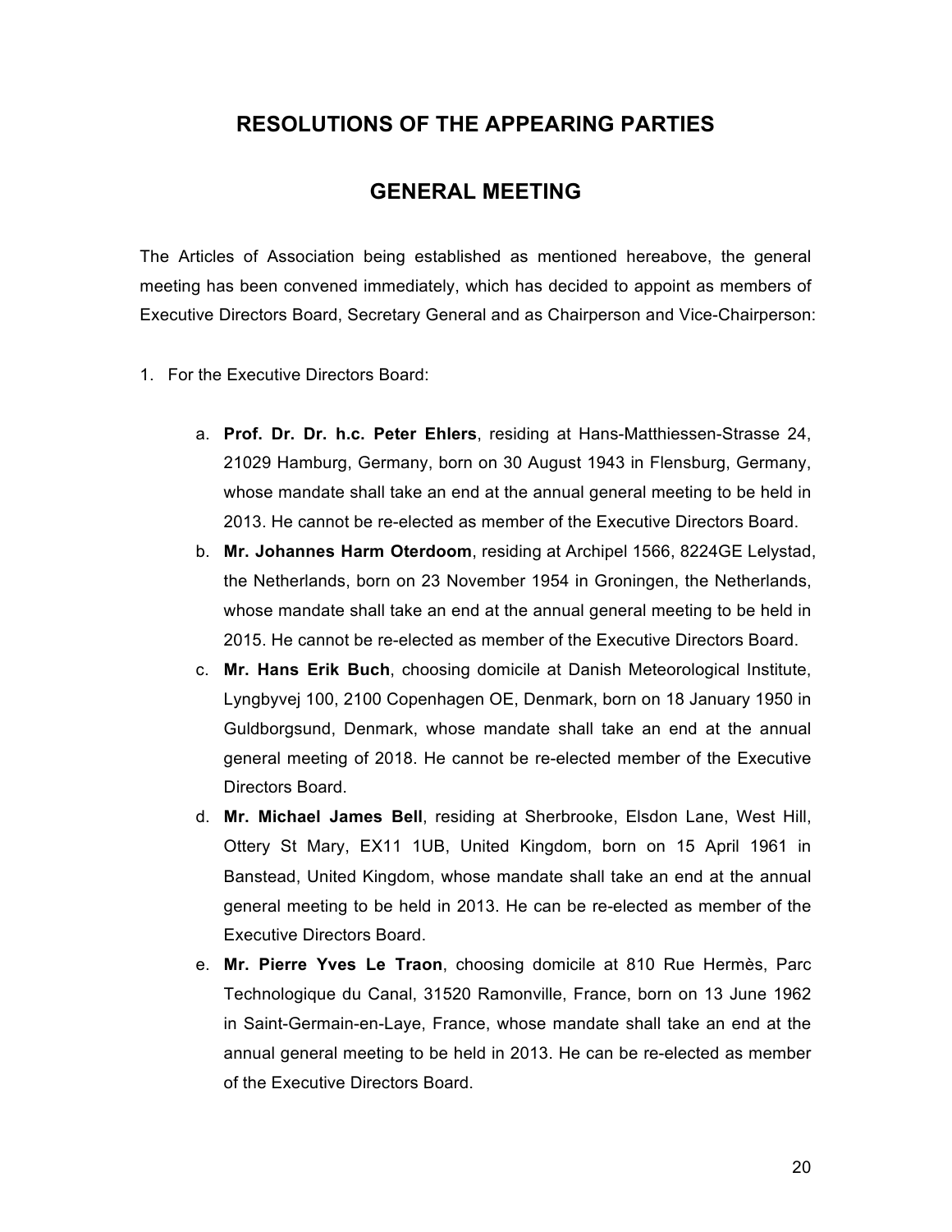## RESOLUTIONS OF THE APPEARING PARTIES

## GENERAL MEETING

The Articles of Association being established as mentioned hereabove, the general meeting has been convened immediately, which has decided to appoint as members of Executive Directors Board, Secretary General and as Chairperson and Vice-Chairperson:

1. For the Executive Directors Board:

   a. **Prof. Dr. Dr. h.c. Peter Ehlers**, residing at Hans-Matthiessen-Strasse 24, 21029 Hamburg, Germany, born on 30 August 1943 in Flensburg, Germany, whose mandate shall take an end at the annual general meeting to be held in 2013. He cannot be re-elected as member of the Executive Directors Board.
   b. **Mr. Johannes Harm Oterdoom**, residing at Archipel 1566, 8224GE Lelystad, the Netherlands, born on 23 November 1954 in Groningen, the Netherlands, whose mandate shall take an end at the annual general meeting to be held in 2015. He cannot be re-elected as member of the Executive Directors Board.
   c. **Mr. Hans Erik Buch**, choosing domicile at Danish Meteorological Institute, Lyngbyvej 100, 2100 Copenhagen OE, Denmark, born on 18 January 1950 in Guldborgsund, Denmark, whose mandate shall take an end at the annual general meeting of 2018. He cannot be re-elected member of the Executive Directors Board.
   d. **Mr. Michael James Bell**, residing at Sherbrooke, Elsdon Lane, West Hill, Ottery St Mary, EX11 1UB, United Kingdom, born on 15 April 1961 in Banstead, United Kingdom, whose mandate shall take an end at the annual general meeting to be held in 2013. He can be re-elected as member of the Executive Directors Board.
   e. **Mr. Pierre Yves Le Traon**, choosing domicile at 810 Rue Hermès, Parc Technologique du Canal, 31520 Ramonville, France, born on 13 June 1962 in Saint-Germain-en-Laye, France, whose mandate shall take an end at the annual general meeting to be held in 2013. He can be re-elected as member of the Executive Directors Board.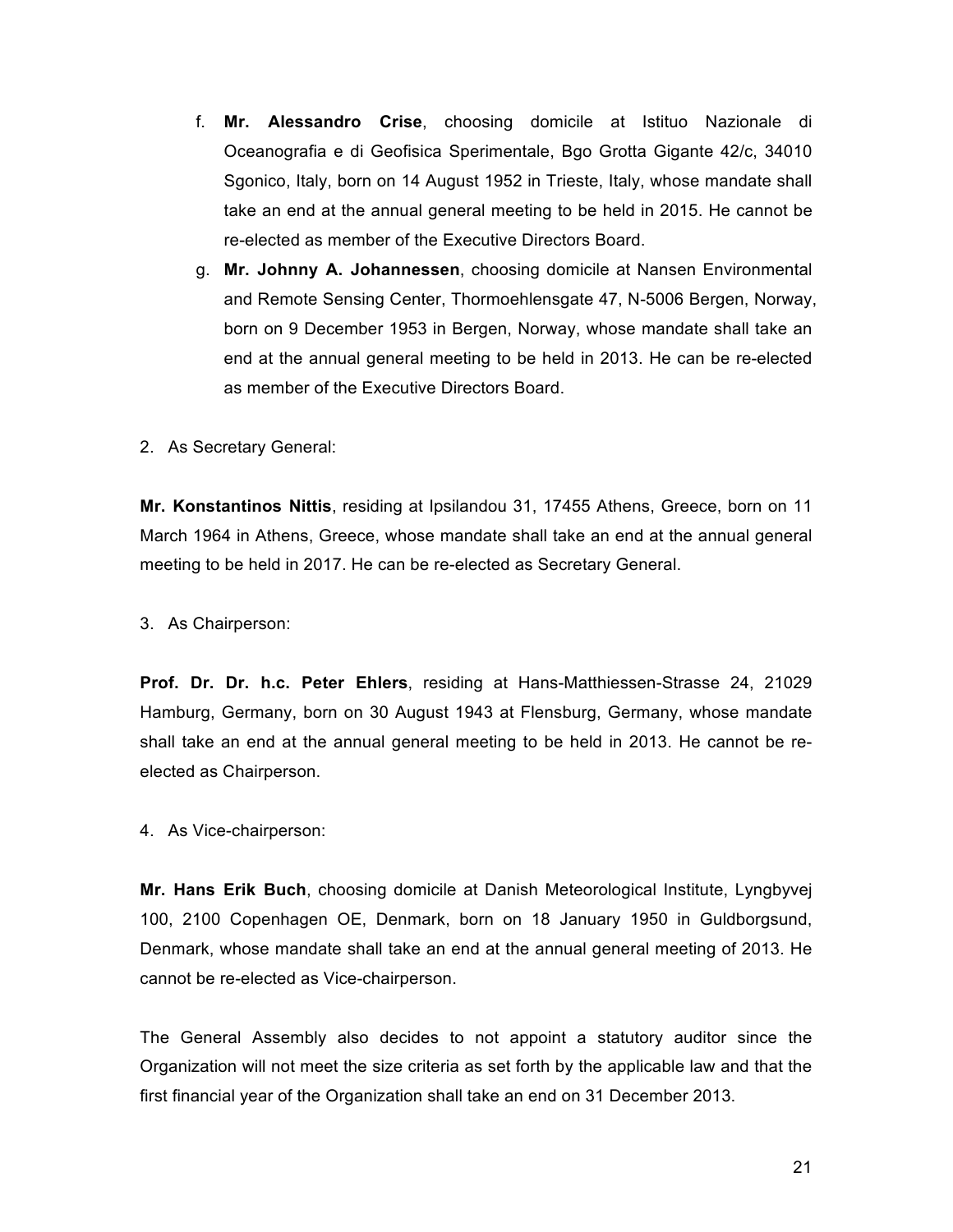f. **Mr. Alessandro Crise**, choosing domicile at Istituo Nazionale di Oceanografia e di Geofisica Sperimentale, Bgo Grotta Gigante 42/c, 34010 Sgonico, Italy, born on 14 August 1952 in Trieste, Italy, whose mandate shall take an end at the annual general meeting to be held in 2015. He cannot be re-elected as member of the Executive Directors Board.

g. **Mr. Johnny A. Johannessen**, choosing domicile at Nansen Environmental and Remote Sensing Center, Thormoehlensgate 47, N-5006 Bergen, Norway, born on 9 December 1953 in Bergen, Norway, whose mandate shall take an end at the annual general meeting to be held in 2013. He can be re-elected as member of the Executive Directors Board.

2. As Secretary General:

**Mr. Konstantinos Nittis**, residing at Ipsilandou 31, 17455 Athens, Greece, born on 11 March 1964 in Athens, Greece, whose mandate shall take an end at the annual general meeting to be held in 2017. He can be re-elected as Secretary General.

3. As Chairperson:

**Prof. Dr. Dr. h.c. Peter Ehlers**, residing at Hans-Matthiessen-Strasse 24, 21029 Hamburg, Germany, born on 30 August 1943 at Flensburg, Germany, whose mandate shall take an end at the annual general meeting to be held in 2013. He cannot be re-elected as Chairperson.

4. As Vice-chairperson:

**Mr. Hans Erik Buch**, choosing domicile at Danish Meteorological Institute, Lyngbyvej 100, 2100 Copenhagen OE, Denmark, born on 18 January 1950 in Guldborgsund, Denmark, whose mandate shall take an end at the annual general meeting of 2013. He cannot be re-elected as Vice-chairperson.

The General Assembly also decides to not appoint a statutory auditor since the Organization will not meet the size criteria as set forth by the applicable law and that the first financial year of the Organization shall take an end on 31 December 2013.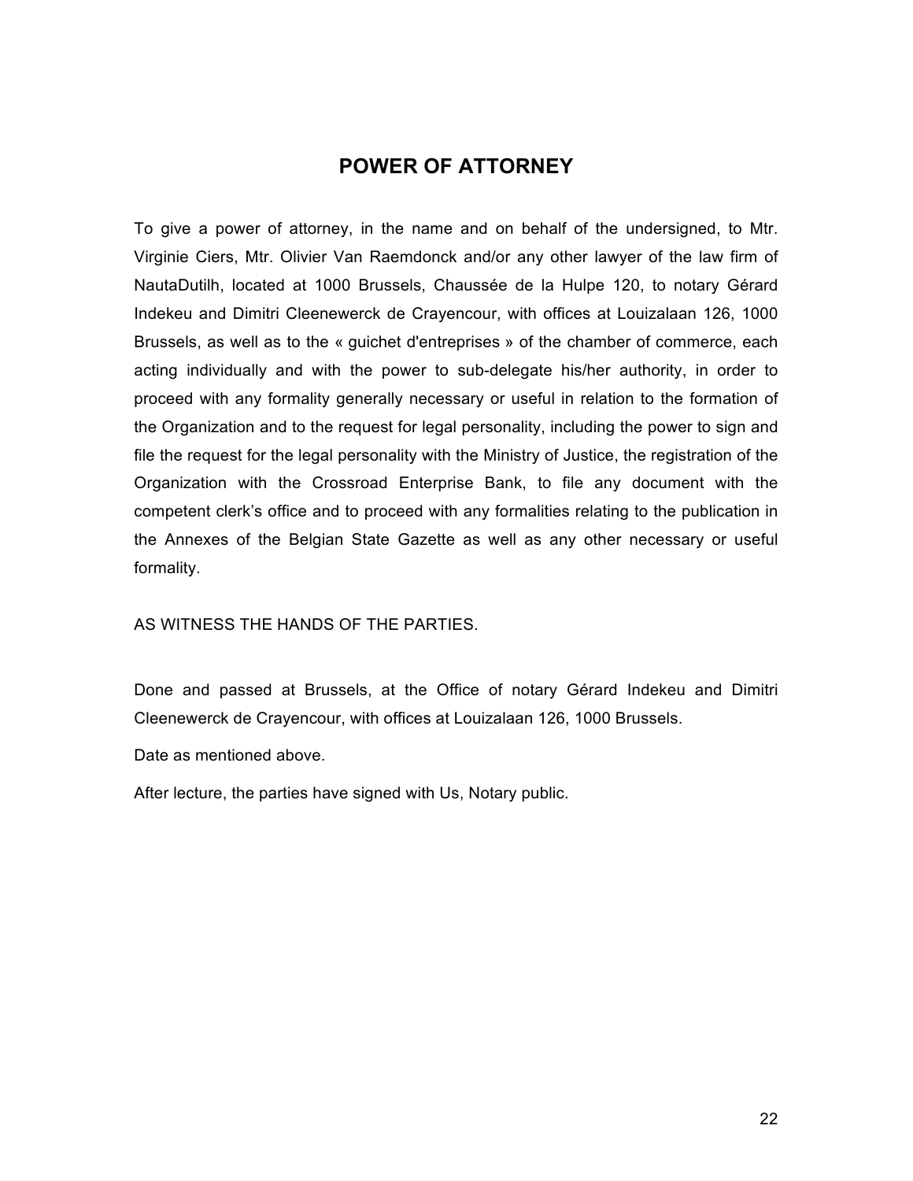## POWER OF ATTORNEY

To give a power of attorney, in the name and on behalf of the undersigned, to Mtr. Virginie Ciers, Mtr. Olivier Van Raemdonck and/or any other lawyer of the law firm of NautaDutilh, located at 1000 Brussels, Chaussée de la Hulpe 120, to notary Gérard Indekeu and Dimitri Cleenewerck de Crayencour, with offices at Louizalaan 126, 1000 Brussels, as well as to the « guichet d'entreprises » of the chamber of commerce, each acting individually and with the power to sub-delegate his/her authority, in order to proceed with any formality generally necessary or useful in relation to the formation of the Organization and to the request for legal personality, including the power to sign and file the request for the legal personality with the Ministry of Justice, the registration of the Organization with the Crossroad Enterprise Bank, to file any document with the competent clerk's office and to proceed with any formalities relating to the publication in the Annexes of the Belgian State Gazette as well as any other necessary or useful formality.

AS WITNESS THE HANDS OF THE PARTIES.

Done and passed at Brussels, at the Office of notary Gérard Indekeu and Dimitri Cleenewerck de Crayencour, with offices at Louizalaan 126, 1000 Brussels.

Date as mentioned above.

After lecture, the parties have signed with Us, Notary public.